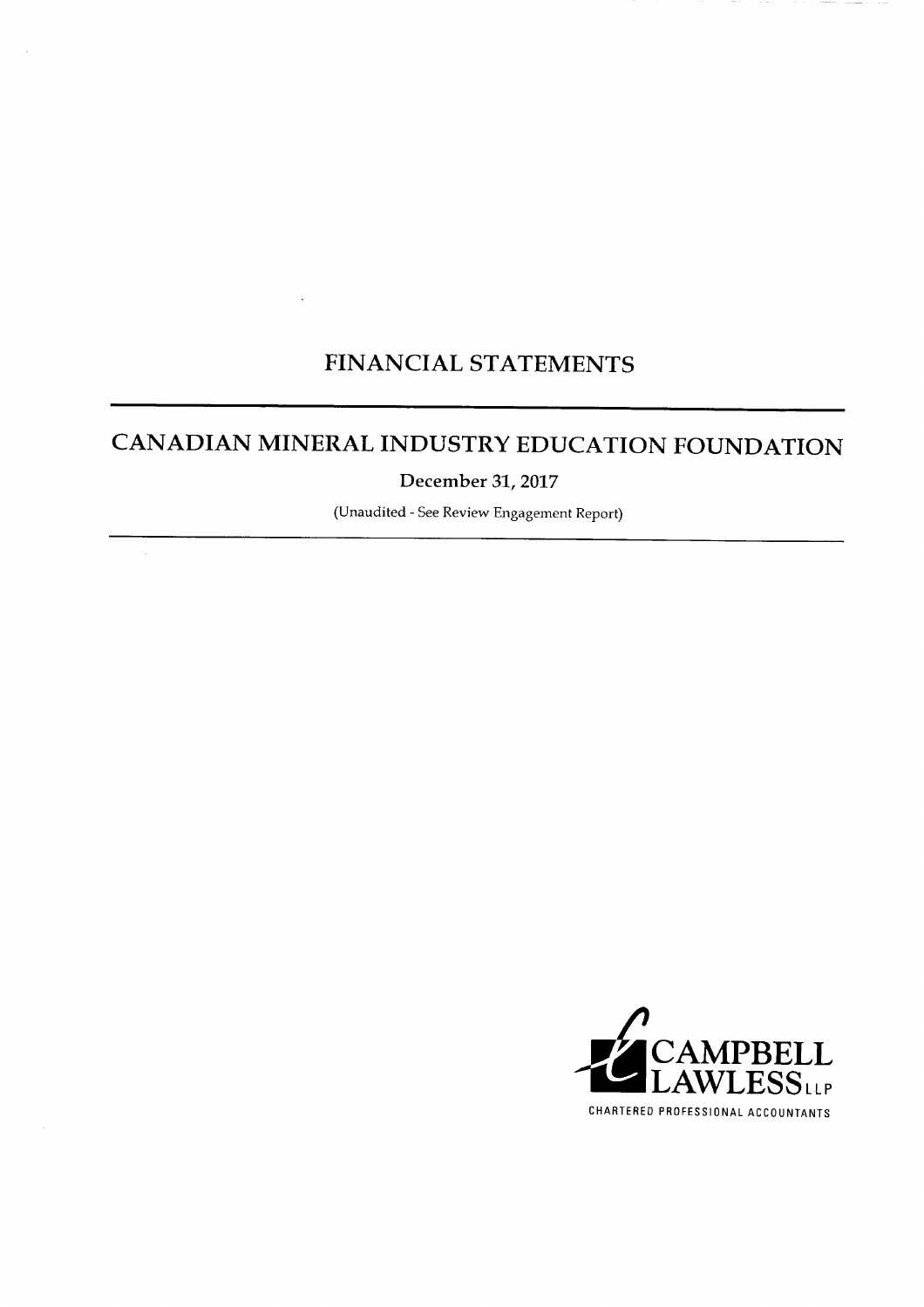# FINANCIAL STATEMENTS

## CANADIAN MINERAL INDUSTRY EDUCATION FOUNDATION

December 31, 2017

(Unaudited - See Review Engagement Report)

CAMPBELL LAWLESS LLP

CHARTERED PROFESSIONAL ACCOUNTANTS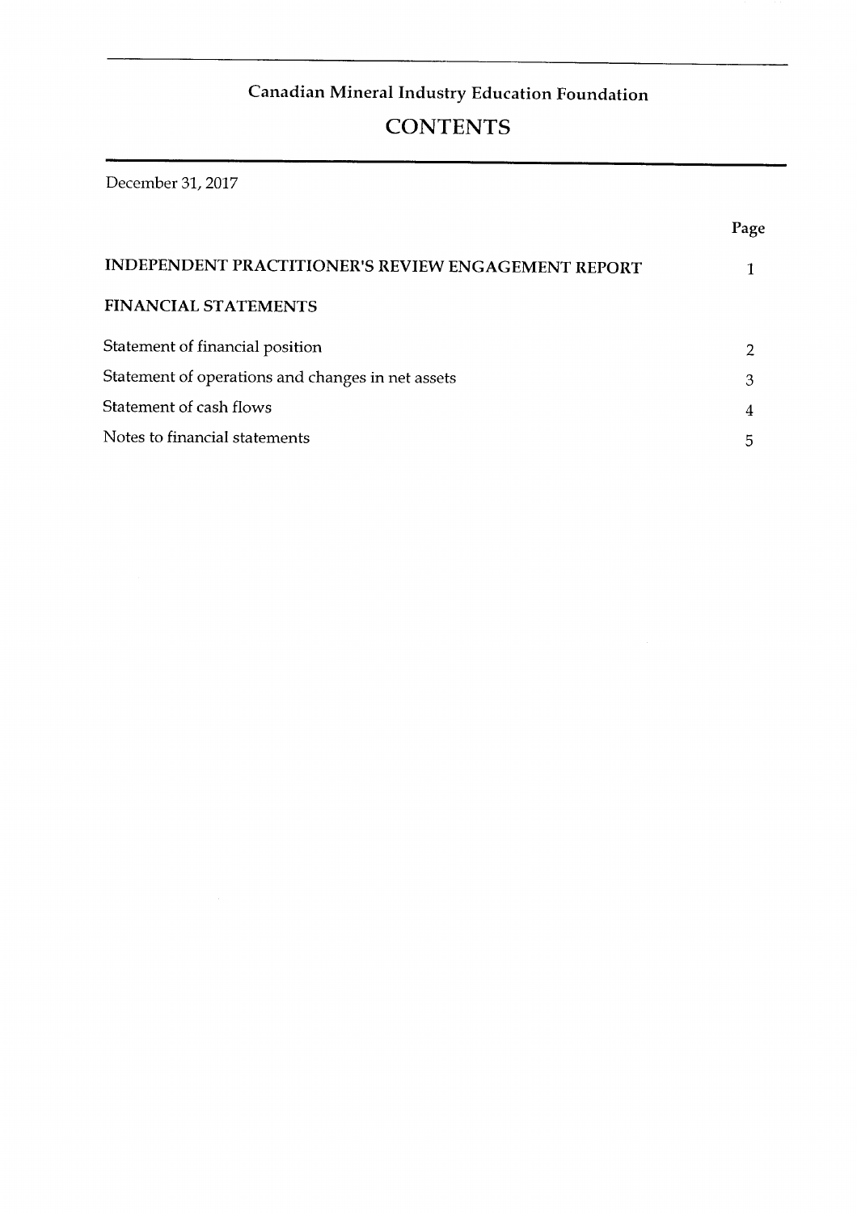## Canadian Mineral Industry Education Foundation

# CONTENTS

December 31, 2017

| | Page |
|---|---|
| **INDEPENDENT PRACTITIONER'S REVIEW ENGAGEMENT REPORT** | 1 |
| **FINANCIAL STATEMENTS** | |
| Statement of financial position | 2 |
| Statement of operations and changes in net assets | 3 |
| Statement of cash flows | 4 |
| Notes to financial statements | 5 |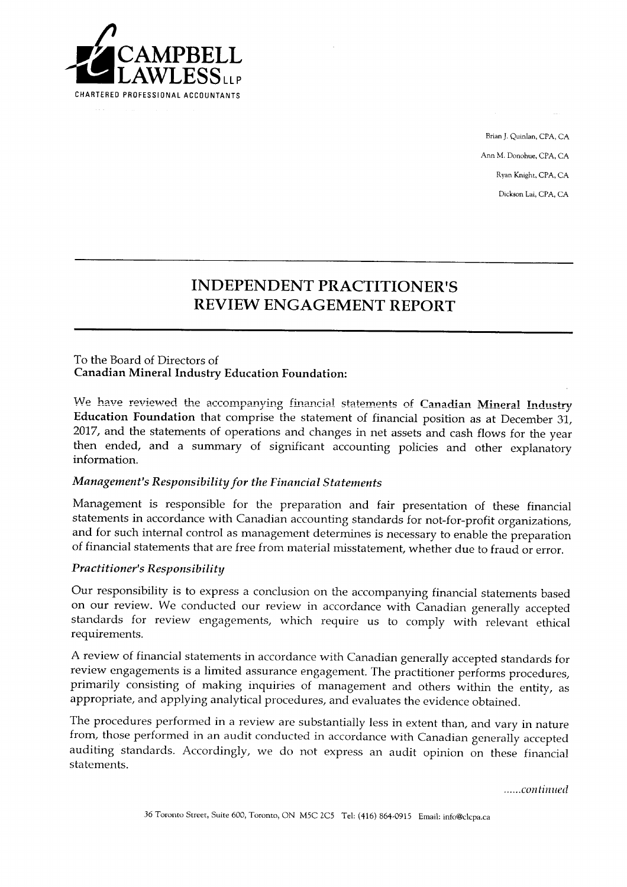# CAMPBELL LAWLESS LLP

CHARTERED PROFESSIONAL ACCOUNTANTS

Brian J. Quinlan, CPA, CA

Ann M. Donohue, CPA, CA

Ryan Knight, CPA, CA

Dickson Lai, CPA, CA

## INDEPENDENT PRACTITIONER'S REVIEW ENGAGEMENT REPORT

To the Board of Directors of
**Canadian Mineral Industry Education Foundation:**

We have reviewed the accompanying financial statements of **Canadian Mineral Industry Education Foundation** that comprise the statement of financial position as at December 31, 2017, and the statements of operations and changes in net assets and cash flows for the year then ended, and a summary of significant accounting policies and other explanatory information.

### *Management's Responsibility for the Financial Statements*

Management is responsible for the preparation and fair presentation of these financial statements in accordance with Canadian accounting standards for not-for-profit organizations, and for such internal control as management determines is necessary to enable the preparation of financial statements that are free from material misstatement, whether due to fraud or error.

### *Practitioner's Responsibility*

Our responsibility is to express a conclusion on the accompanying financial statements based on our review. We conducted our review in accordance with Canadian generally accepted standards for review engagements, which require us to comply with relevant ethical requirements.

A review of financial statements in accordance with Canadian generally accepted standards for review engagements is a limited assurance engagement. The practitioner performs procedures, primarily consisting of making inquiries of management and others within the entity, as appropriate, and applying analytical procedures, and evaluates the evidence obtained.

The procedures performed in a review are substantially less in extent than, and vary in nature from, those performed in an audit conducted in accordance with Canadian generally accepted auditing standards. Accordingly, we do not express an audit opinion on these financial statements.

*......continued*

36 Toronto Street, Suite 600, Toronto, ON M5C 2C5 Tel: (416) 864-0915 Email: info@clcpa.ca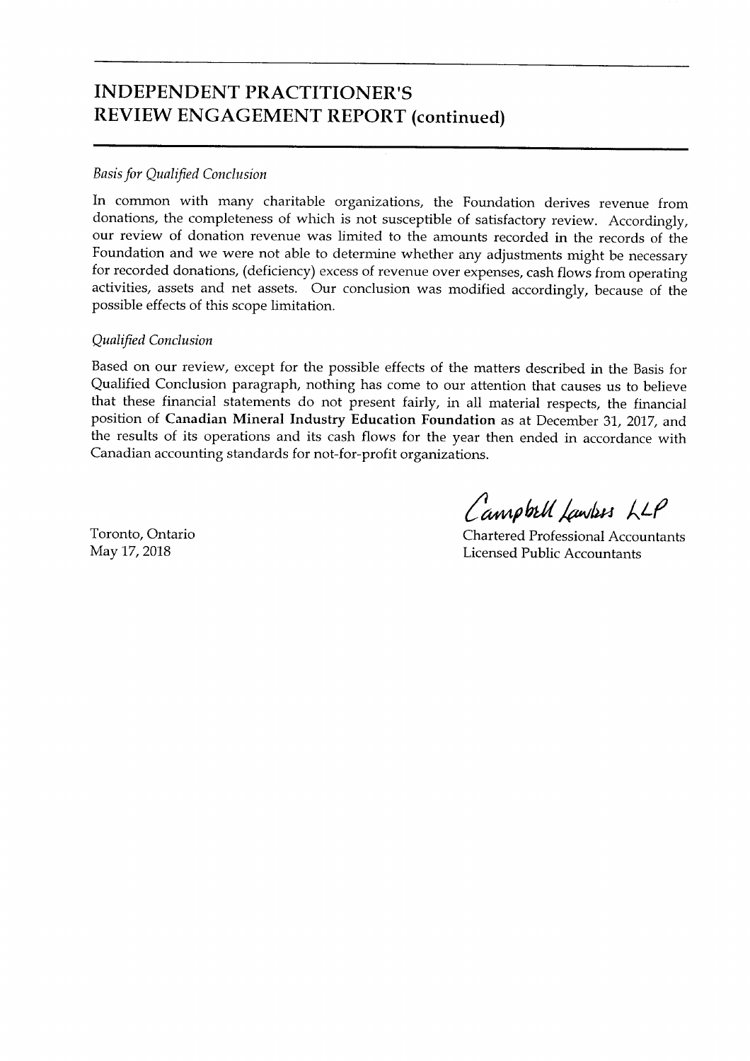# INDEPENDENT PRACTITIONER'S REVIEW ENGAGEMENT REPORT (continued)

*Basis for Qualified Conclusion*

In common with many charitable organizations, the Foundation derives revenue from donations, the completeness of which is not susceptible of satisfactory review. Accordingly, our review of donation revenue was limited to the amounts recorded in the records of the Foundation and we were not able to determine whether any adjustments might be necessary for recorded donations, (deficiency) excess of revenue over expenses, cash flows from operating activities, assets and net assets. Our conclusion was modified accordingly, because of the possible effects of this scope limitation.

*Qualified Conclusion*

Based on our review, except for the possible effects of the matters described in the Basis for Qualified Conclusion paragraph, nothing has come to our attention that causes us to believe that these financial statements do not present fairly, in all material respects, the financial position of **Canadian Mineral Industry Education Foundation** as at December 31, 2017, and the results of its operations and its cash flows for the year then ended in accordance with Canadian accounting standards for not-for-profit organizations.

Campbell Lawless LLP

Chartered Professional Accountants
Licensed Public Accountants

Toronto, Ontario
May 17, 2018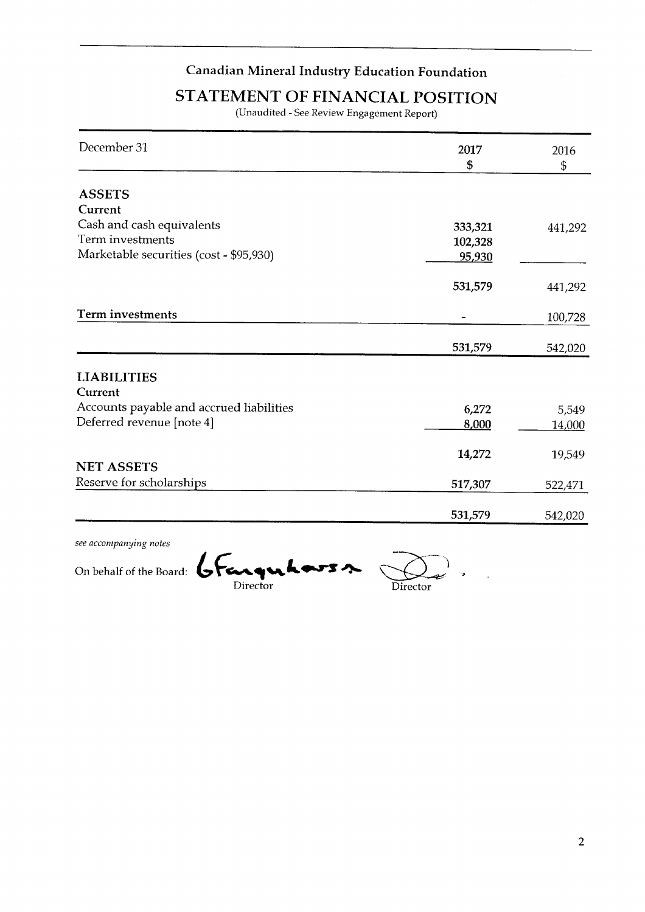# Canadian Mineral Industry Education Foundation

## STATEMENT OF FINANCIAL POSITION

(Unaudited - See Review Engagement Report)

| December 31 | 2017<br>$ | 2016<br>$ |
|---|---|---|
| **ASSETS** | | |
| **Current** | | |
| Cash and cash equivalents | **333,321** | 441,292 |
| Term investments | **102,328** | |
| Marketable securities (cost - $95,930) | **95,930** | |
| | **531,579** | 441,292 |
| **Term investments** | **-** | 100,728 |
| | **531,579** | 542,020 |
| **LIABILITIES** | | |
| **Current** | | |
| Accounts payable and accrued liabilities | **6,272** | 5,549 |
| Deferred revenue [note 4] | **8,000** | 14,000 |
| | **14,272** | 19,549 |
| **NET ASSETS** | | |
| Reserve for scholarships | **517,307** | 522,471 |
| | **531,579** | 542,020 |

*see accompanying notes*

On behalf of the Board: G Farquharson — Director &nbsp;&nbsp;&nbsp; [signature] — Director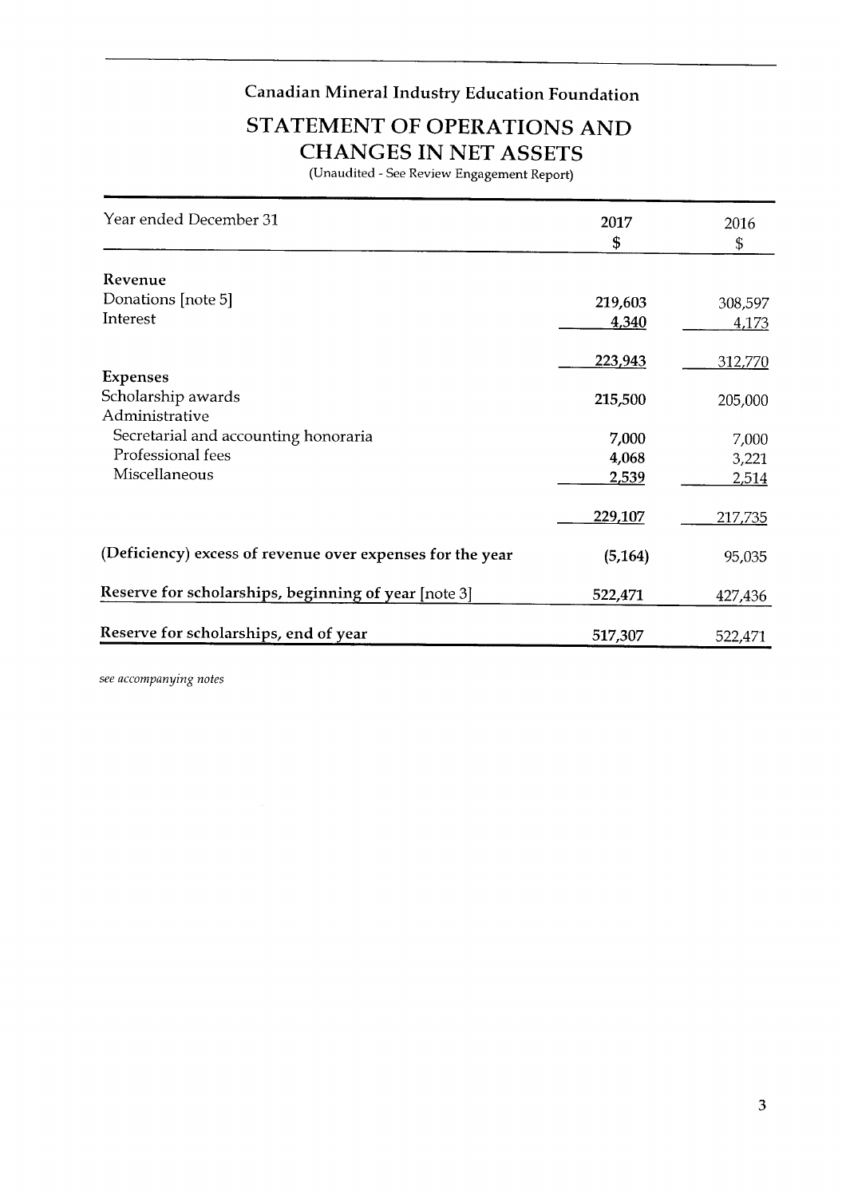## Canadian Mineral Industry Education Foundation

# STATEMENT OF OPERATIONS AND CHANGES IN NET ASSETS

(Unaudited - See Review Engagement Report)

| Year ended December 31 | 2017<br>$ | 2016<br>$ |
|---|---|---|
| **Revenue** | | |
| Donations [note 5] | **219,603** | 308,597 |
| Interest | **4,340** | 4,173 |
| | **223,943** | 312,770 |
| **Expenses** | | |
| Scholarship awards | **215,500** | 205,000 |
| Administrative | | |
| Secretarial and accounting honoraria | **7,000** | 7,000 |
| Professional fees | **4,068** | 3,221 |
| Miscellaneous | **2,539** | 2,514 |
| | **229,107** | 217,735 |
| **(Deficiency) excess of revenue over expenses for the year** | **(5,164)** | 95,035 |
| **Reserve for scholarships, beginning of year** [note 3] | **522,471** | 427,436 |
| **Reserve for scholarships, end of year** | **517,307** | 522,471 |

*see accompanying notes*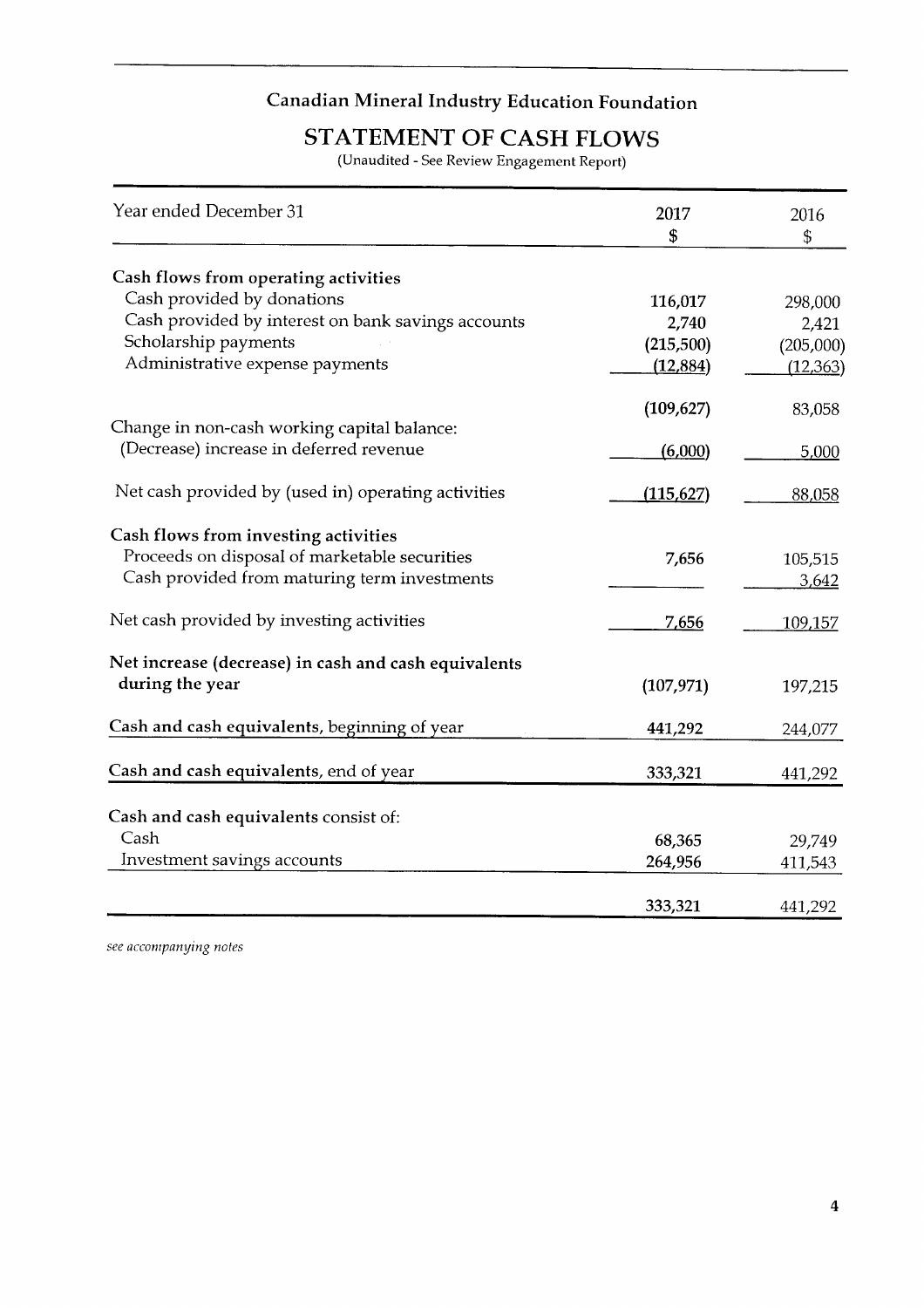# Canadian Mineral Industry Education Foundation

## STATEMENT OF CASH FLOWS

(Unaudited - See Review Engagement Report)

| Year ended December 31 | 2017<br>$ | 2016<br>$ |
|---|---|---|
| **Cash flows from operating activities** | | |
| Cash provided by donations | 116,017 | 298,000 |
| Cash provided by interest on bank savings accounts | 2,740 | 2,421 |
| Scholarship payments | (215,500) | (205,000) |
| Administrative expense payments | (12,884) | (12,363) |
| | (109,627) | 83,058 |
| Change in non-cash working capital balance: | | |
| (Decrease) increase in deferred revenue | (6,000) | 5,000 |
| Net cash provided by (used in) operating activities | (115,627) | 88,058 |
| **Cash flows from investing activities** | | |
| Proceeds on disposal of marketable securities | 7,656 | 105,515 |
| Cash provided from maturing term investments | | 3,642 |
| Net cash provided by investing activities | 7,656 | 109,157 |
| **Net increase (decrease) in cash and cash equivalents during the year** | (107,971) | 197,215 |
| **Cash and cash equivalents**, beginning of year | 441,292 | 244,077 |
| **Cash and cash equivalents**, end of year | 333,321 | 441,292 |
| **Cash and cash equivalents** consist of: | | |
| Cash | 68,365 | 29,749 |
| Investment savings accounts | 264,956 | 411,543 |
| | 333,321 | 441,292 |

*see accompanying notes*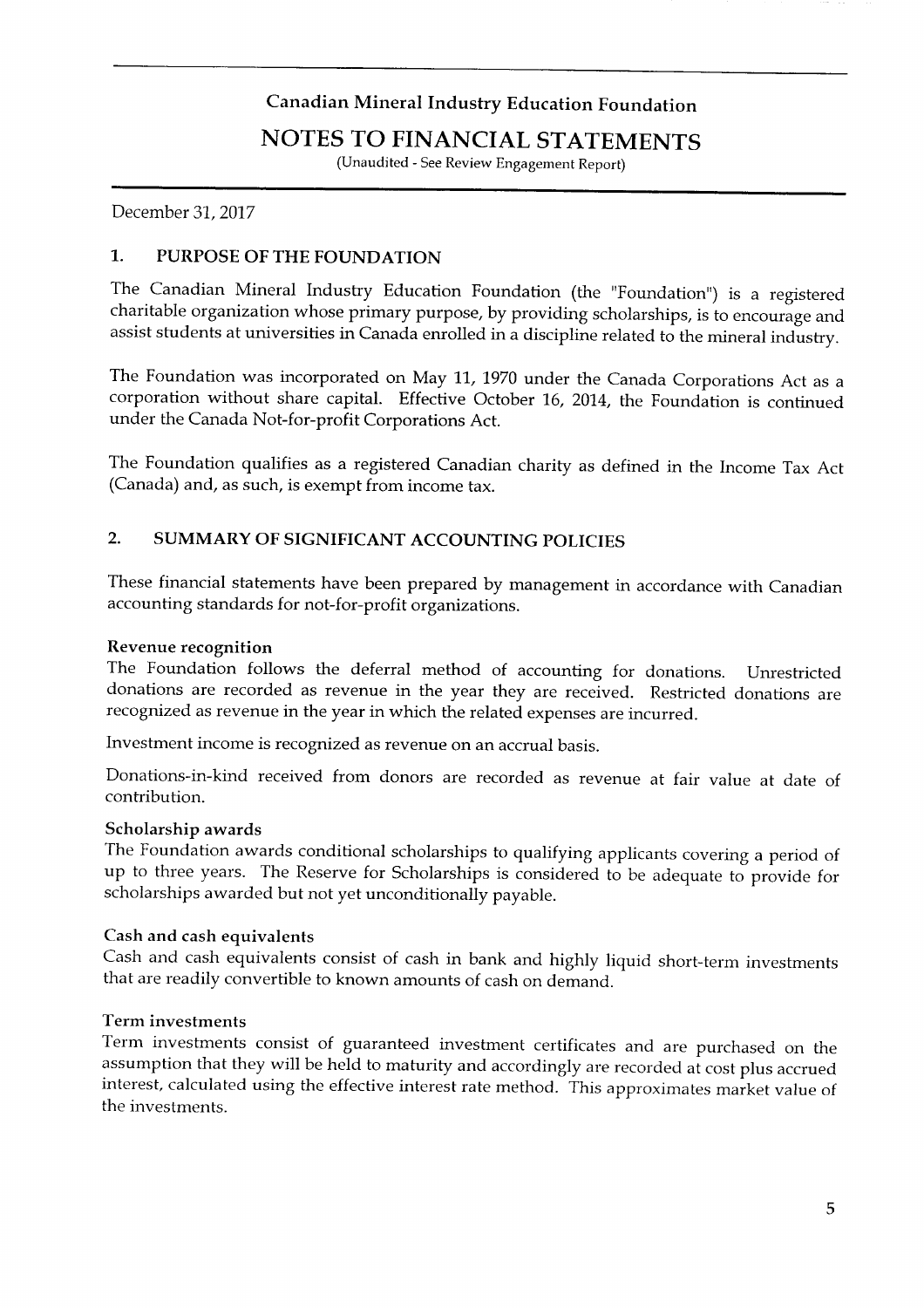# Canadian Mineral Industry Education Foundation

## NOTES TO FINANCIAL STATEMENTS

(Unaudited - See Review Engagement Report)

December 31, 2017

### 1. PURPOSE OF THE FOUNDATION

The Canadian Mineral Industry Education Foundation (the "Foundation") is a registered charitable organization whose primary purpose, by providing scholarships, is to encourage and assist students at universities in Canada enrolled in a discipline related to the mineral industry.

The Foundation was incorporated on May 11, 1970 under the Canada Corporations Act as a corporation without share capital. Effective October 16, 2014, the Foundation is continued under the Canada Not-for-profit Corporations Act.

The Foundation qualifies as a registered Canadian charity as defined in the Income Tax Act (Canada) and, as such, is exempt from income tax.

### 2. SUMMARY OF SIGNIFICANT ACCOUNTING POLICIES

These financial statements have been prepared by management in accordance with Canadian accounting standards for not-for-profit organizations.

**Revenue recognition**

The Foundation follows the deferral method of accounting for donations. Unrestricted donations are recorded as revenue in the year they are received. Restricted donations are recognized as revenue in the year in which the related expenses are incurred.

Investment income is recognized as revenue on an accrual basis.

Donations-in-kind received from donors are recorded as revenue at fair value at date of contribution.

**Scholarship awards**

The Foundation awards conditional scholarships to qualifying applicants covering a period of up to three years. The Reserve for Scholarships is considered to be adequate to provide for scholarships awarded but not yet unconditionally payable.

**Cash and cash equivalents**

Cash and cash equivalents consist of cash in bank and highly liquid short-term investments that are readily convertible to known amounts of cash on demand.

**Term investments**

Term investments consist of guaranteed investment certificates and are purchased on the assumption that they will be held to maturity and accordingly are recorded at cost plus accrued interest, calculated using the effective interest rate method. This approximates market value of the investments.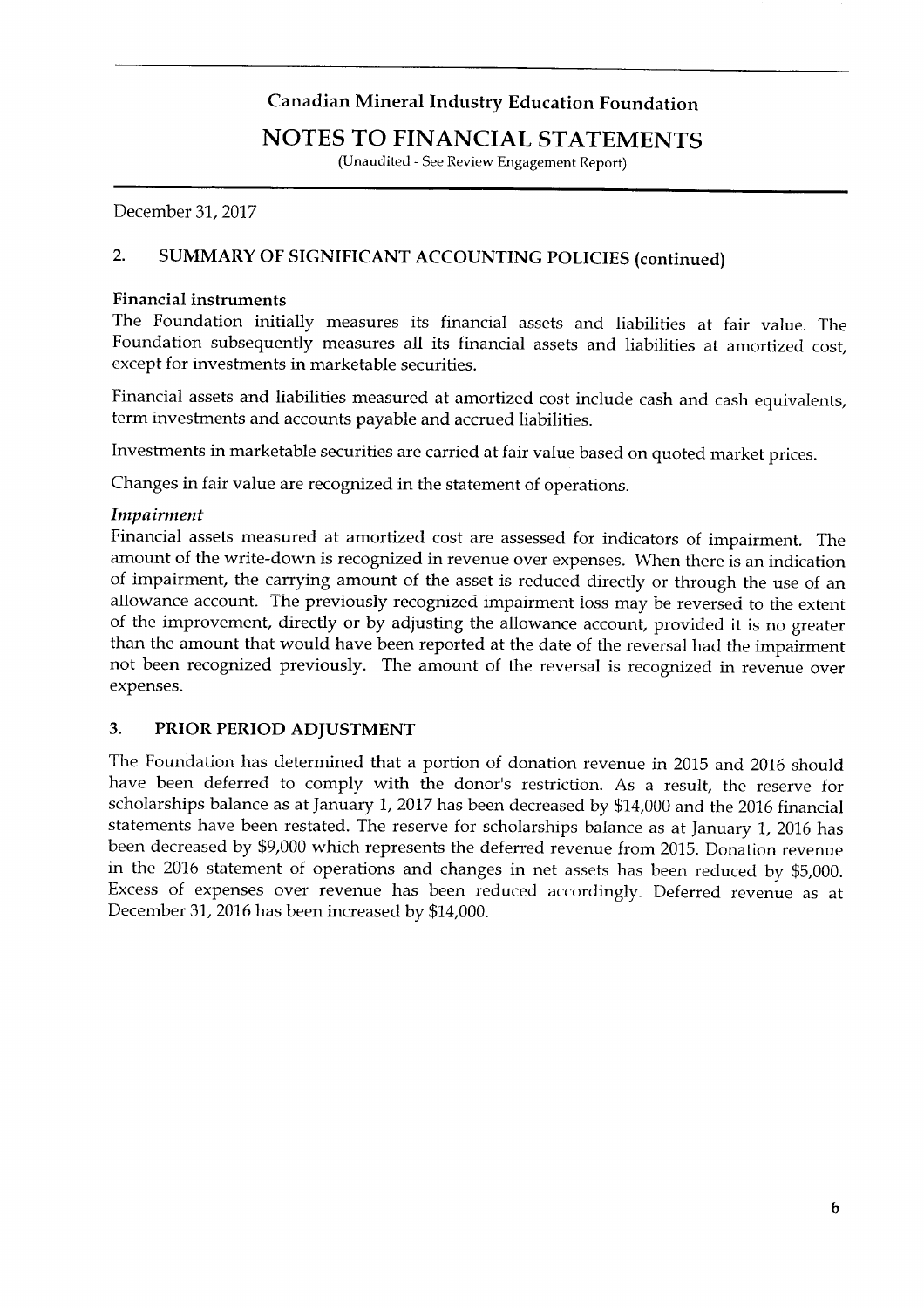# Canadian Mineral Industry Education Foundation

## NOTES TO FINANCIAL STATEMENTS

(Unaudited - See Review Engagement Report)

December 31, 2017

### 2. SUMMARY OF SIGNIFICANT ACCOUNTING POLICIES (continued)

**Financial instruments**

The Foundation initially measures its financial assets and liabilities at fair value. The Foundation subsequently measures all its financial assets and liabilities at amortized cost, except for investments in marketable securities.

Financial assets and liabilities measured at amortized cost include cash and cash equivalents, term investments and accounts payable and accrued liabilities.

Investments in marketable securities are carried at fair value based on quoted market prices.

Changes in fair value are recognized in the statement of operations.

*Impairment*

Financial assets measured at amortized cost are assessed for indicators of impairment. The amount of the write-down is recognized in revenue over expenses. When there is an indication of impairment, the carrying amount of the asset is reduced directly or through the use of an allowance account. The previously recognized impairment loss may be reversed to the extent of the improvement, directly or by adjusting the allowance account, provided it is no greater than the amount that would have been reported at the date of the reversal had the impairment not been recognized previously. The amount of the reversal is recognized in revenue over expenses.

### 3. PRIOR PERIOD ADJUSTMENT

The Foundation has determined that a portion of donation revenue in 2015 and 2016 should have been deferred to comply with the donor's restriction. As a result, the reserve for scholarships balance as at January 1, 2017 has been decreased by $14,000 and the 2016 financial statements have been restated. The reserve for scholarships balance as at January 1, 2016 has been decreased by $9,000 which represents the deferred revenue from 2015. Donation revenue in the 2016 statement of operations and changes in net assets has been reduced by $5,000. Excess of expenses over revenue has been reduced accordingly. Deferred revenue as at December 31, 2016 has been increased by $14,000.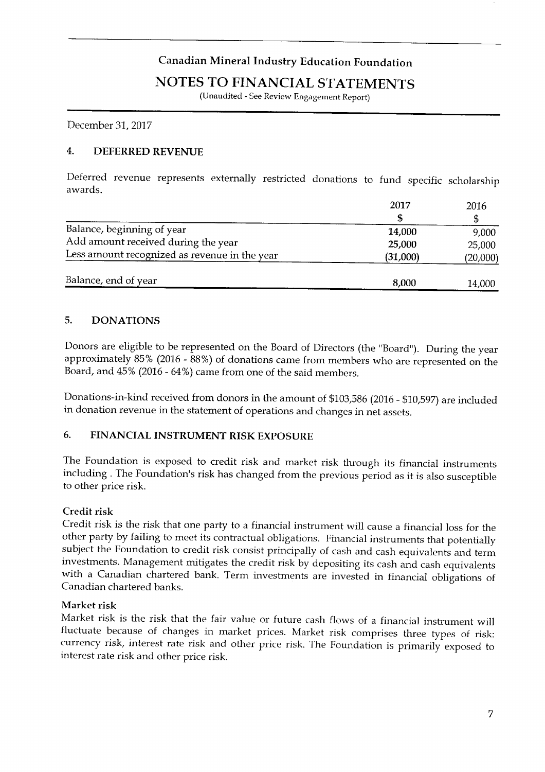# Canadian Mineral Industry Education Foundation

## NOTES TO FINANCIAL STATEMENTS

(Unaudited - See Review Engagement Report)

December 31, 2017

### 4. DEFERRED REVENUE

Deferred revenue represents externally restricted donations to fund specific scholarship awards.

| | 2017 | 2016 |
|---|---|---|
| | $ | $ |
| Balance, beginning of year | **14,000** | 9,000 |
| Add amount received during the year | **25,000** | 25,000 |
| Less amount recognized as revenue in the year | **(31,000)** | (20,000) |
| Balance, end of year | **8,000** | 14,000 |

### 5. DONATIONS

Donors are eligible to be represented on the Board of Directors (the "Board"). During the year approximately 85% (2016 - 88%) of donations came from members who are represented on the Board, and 45% (2016 - 64%) came from one of the said members.

Donations-in-kind received from donors in the amount of $103,586 (2016 - $10,597) are included in donation revenue in the statement of operations and changes in net assets.

### 6. FINANCIAL INSTRUMENT RISK EXPOSURE

The Foundation is exposed to credit risk and market risk through its financial instruments including . The Foundation's risk has changed from the previous period as it is also susceptible to other price risk.

**Credit risk**

Credit risk is the risk that one party to a financial instrument will cause a financial loss for the other party by failing to meet its contractual obligations. Financial instruments that potentially subject the Foundation to credit risk consist principally of cash and cash equivalents and term investments. Management mitigates the credit risk by depositing its cash and cash equivalents with a Canadian chartered bank. Term investments are invested in financial obligations of Canadian chartered banks.

**Market risk**

Market risk is the risk that the fair value or future cash flows of a financial instrument will fluctuate because of changes in market prices. Market risk comprises three types of risk: currency risk, interest rate risk and other price risk. The Foundation is primarily exposed to interest rate risk and other price risk.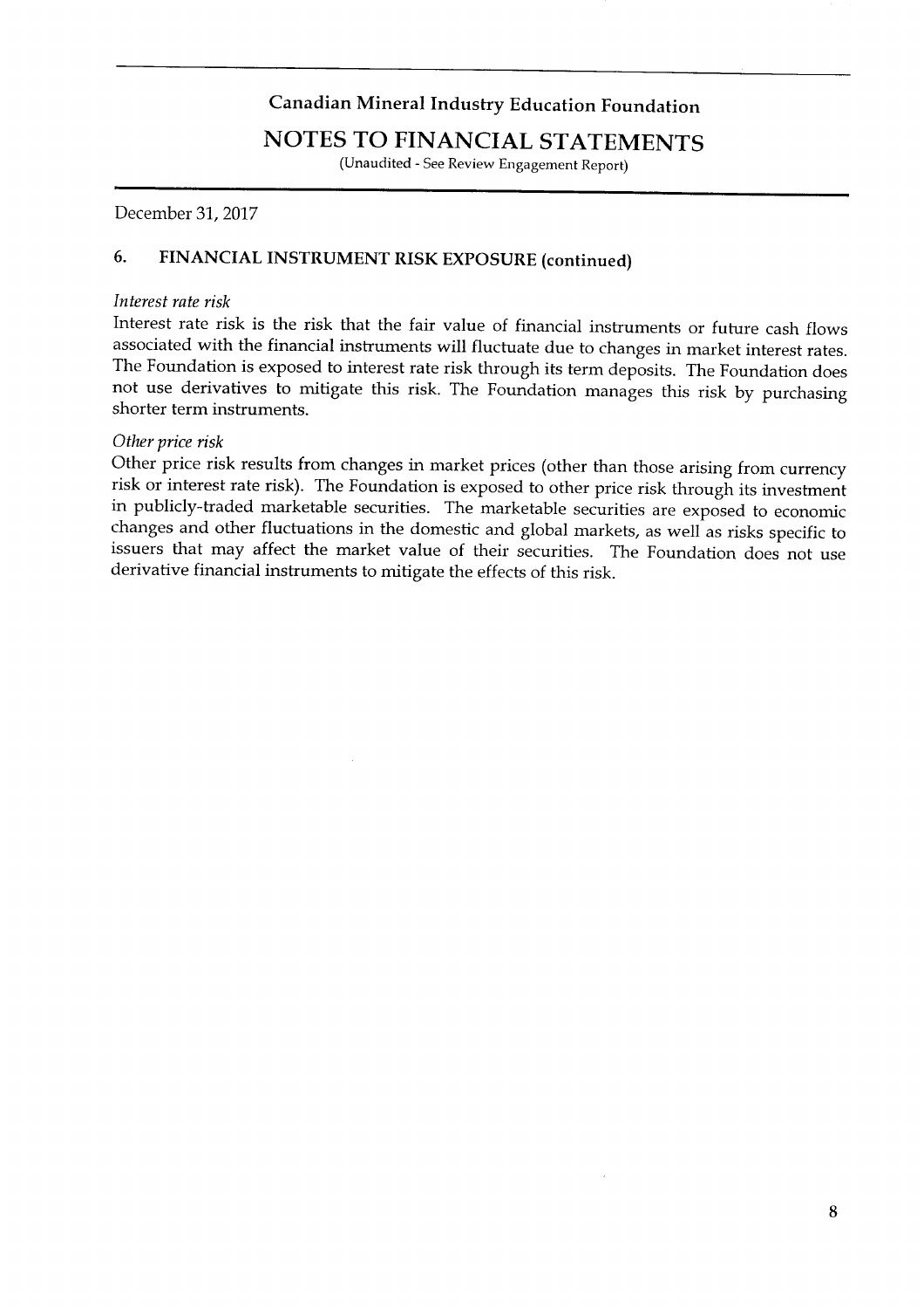December 31, 2017

## 6. FINANCIAL INSTRUMENT RISK EXPOSURE (continued)

*Interest rate risk*

Interest rate risk is the risk that the fair value of financial instruments or future cash flows associated with the financial instruments will fluctuate due to changes in market interest rates. The Foundation is exposed to interest rate risk through its term deposits. The Foundation does not use derivatives to mitigate this risk. The Foundation manages this risk by purchasing shorter term instruments.

*Other price risk*

Other price risk results from changes in market prices (other than those arising from currency risk or interest rate risk). The Foundation is exposed to other price risk through its investment in publicly-traded marketable securities. The marketable securities are exposed to economic changes and other fluctuations in the domestic and global markets, as well as risks specific to issuers that may affect the market value of their securities. The Foundation does not use derivative financial instruments to mitigate the effects of this risk.